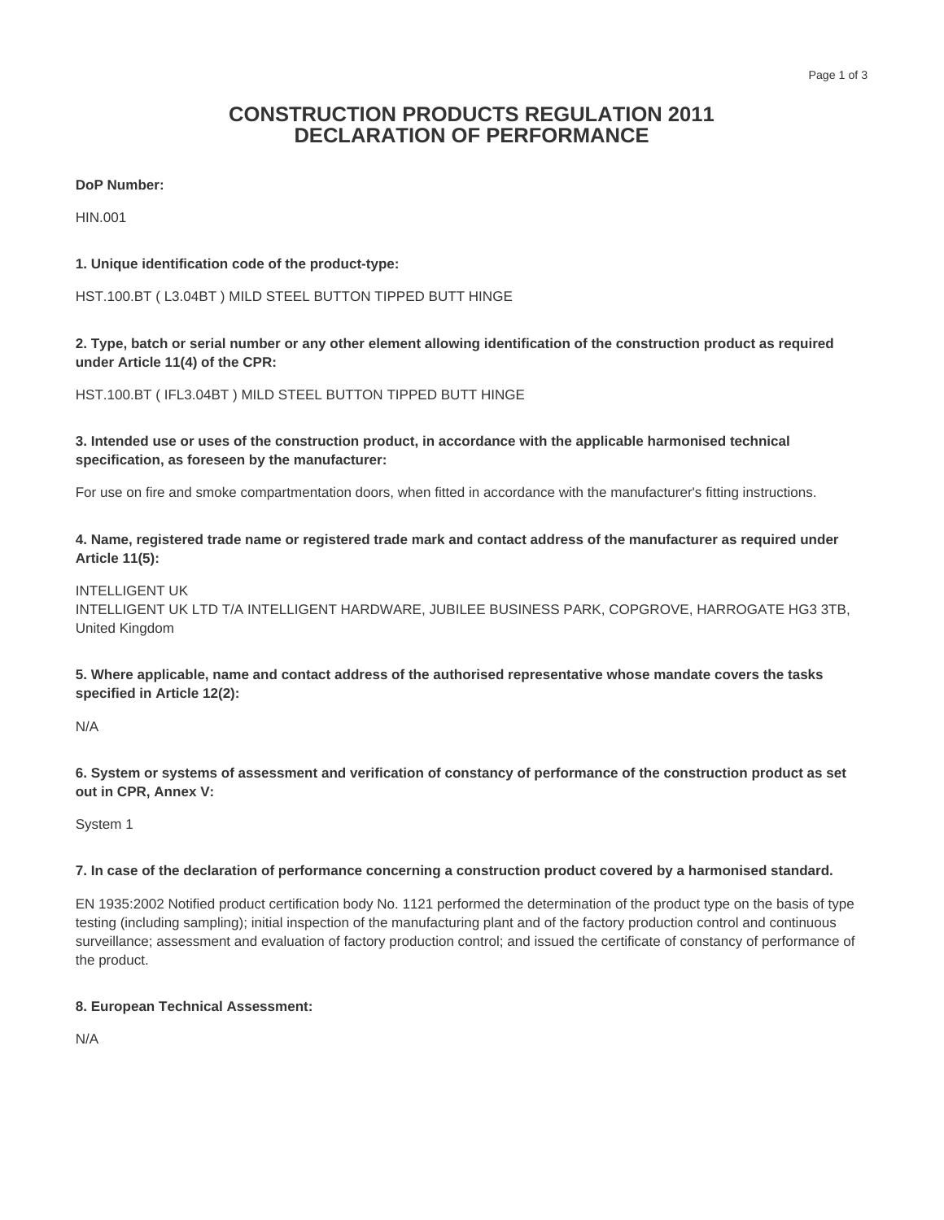# CONSTRUCTION PRODUCTS REGULATION 2011
# DECLARATION OF PERFORMANCE

**DoP Number:**

HIN.001

**1. Unique identification code of the product-type:**

HST.100.BT ( L3.04BT ) MILD STEEL BUTTON TIPPED BUTT HINGE

**2. Type, batch or serial number or any other element allowing identification of the construction product as required under Article 11(4) of the CPR:**

HST.100.BT ( IFL3.04BT ) MILD STEEL BUTTON TIPPED BUTT HINGE

**3. Intended use or uses of the construction product, in accordance with the applicable harmonised technical specification, as foreseen by the manufacturer:**

For use on fire and smoke compartmentation doors, when fitted in accordance with the manufacturer's fitting instructions.

**4. Name, registered trade name or registered trade mark and contact address of the manufacturer as required under Article 11(5):**

INTELLIGENT UK
INTELLIGENT UK LTD T/A INTELLIGENT HARDWARE, JUBILEE BUSINESS PARK, COPGROVE, HARROGATE HG3 3TB, United Kingdom

**5. Where applicable, name and contact address of the authorised representative whose mandate covers the tasks specified in Article 12(2):**

N/A

**6. System or systems of assessment and verification of constancy of performance of the construction product as set out in CPR, Annex V:**

System 1

**7. In case of the declaration of performance concerning a construction product covered by a harmonised standard.**

EN 1935:2002 Notified product certification body No. 1121 performed the determination of the product type on the basis of type testing (including sampling); initial inspection of the manufacturing plant and of the factory production control and continuous surveillance; assessment and evaluation of factory production control; and issued the certificate of constancy of performance of the product.

**8. European Technical Assessment:**

N/A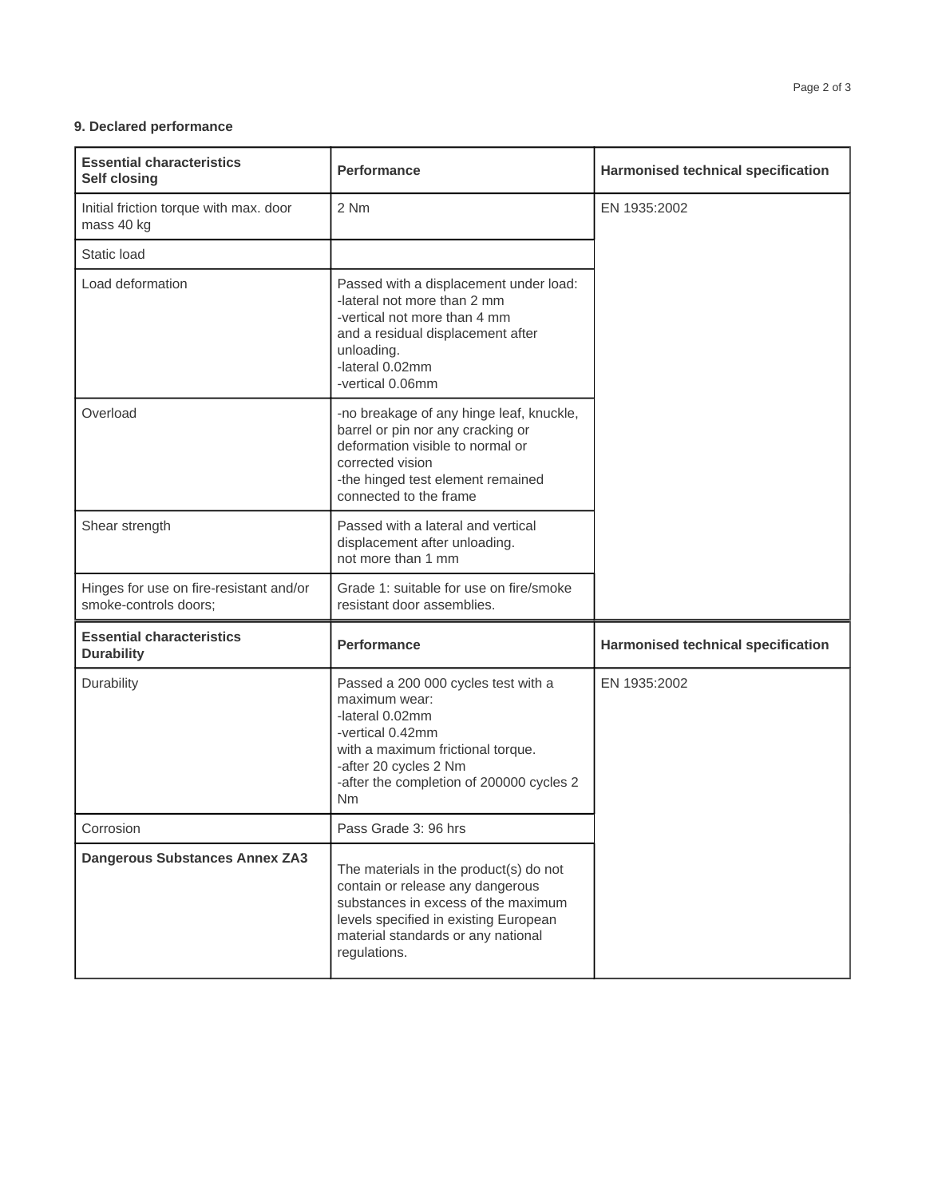**9. Declared performance**

| **Essential characteristics Self closing** | **Performance** | **Harmonised technical specification** |
|---|---|---|
| Initial friction torque with max. door mass 40 kg | 2 Nm | EN 1935:2002 |
| Static load | | |
| Load deformation | Passed with a displacement under load:<br>-lateral not more than 2 mm<br>-vertical not more than 4 mm<br>and a residual displacement after unloading.<br>-lateral 0.02mm<br>-vertical 0.06mm | |
| Overload | -no breakage of any hinge leaf, knuckle, barrel or pin nor any cracking or deformation visible to normal or corrected vision<br>-the hinged test element remained connected to the frame | |
| Shear strength | Passed with a lateral and vertical displacement after unloading.<br>not more than 1 mm | |
| Hinges for use on fire-resistant and/or smoke-controls doors; | Grade 1: suitable for use on fire/smoke resistant door assemblies. | |
| **Essential characteristics Durability** | **Performance** | **Harmonised technical specification** |
| Durability | Passed a 200 000 cycles test with a maximum wear:<br>-lateral 0.02mm<br>-vertical 0.42mm<br>with a maximum frictional torque.<br>-after 20 cycles 2 Nm<br>-after the completion of 200000 cycles 2 Nm | EN 1935:2002 |
| Corrosion | Pass Grade 3: 96 hrs | |
| **Dangerous Substances Annex ZA3** | The materials in the product(s) do not contain or release any dangerous substances in excess of the maximum levels specified in existing European material standards or any national regulations. | |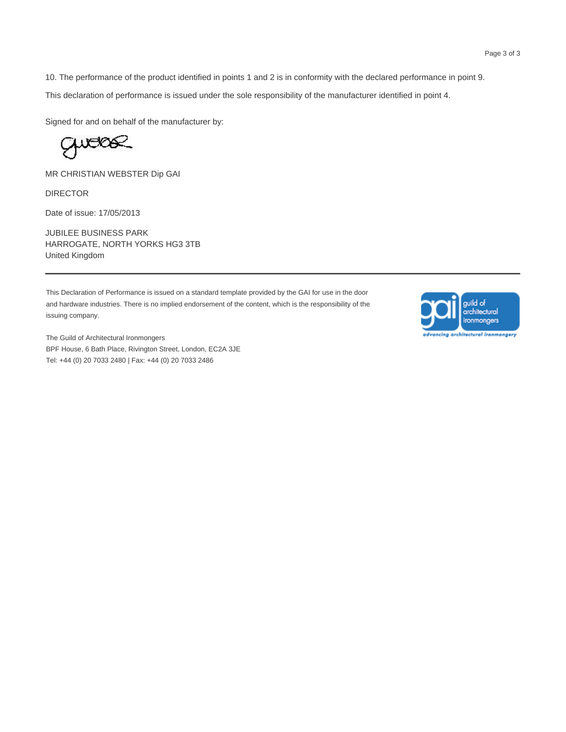10. The performance of the product identified in points 1 and 2 is in conformity with the declared performance in point 9.

This declaration of performance is issued under the sole responsibility of the manufacturer identified in point 4.

Signed for and on behalf of the manufacturer by:

MR CHRISTIAN WEBSTER Dip GAI

DIRECTOR

Date of issue: 17/05/2013

JUBILEE BUSINESS PARK
HARROGATE, NORTH YORKS HG3 3TB
United Kingdom

---

This Declaration of Performance is issued on a standard template provided by the GAI for use in the door and hardware industries. There is no implied endorsement of the content, which is the responsibility of the issuing company.

The Guild of Architectural Ironmongers
BPF House, 6 Bath Place, Rivington Street, London, EC2A 3JE
Tel: +44 (0) 20 7033 2480 | Fax: +44 (0) 20 7033 2486

gai guild of architectural ironmongers
advancing architectural ironmongery